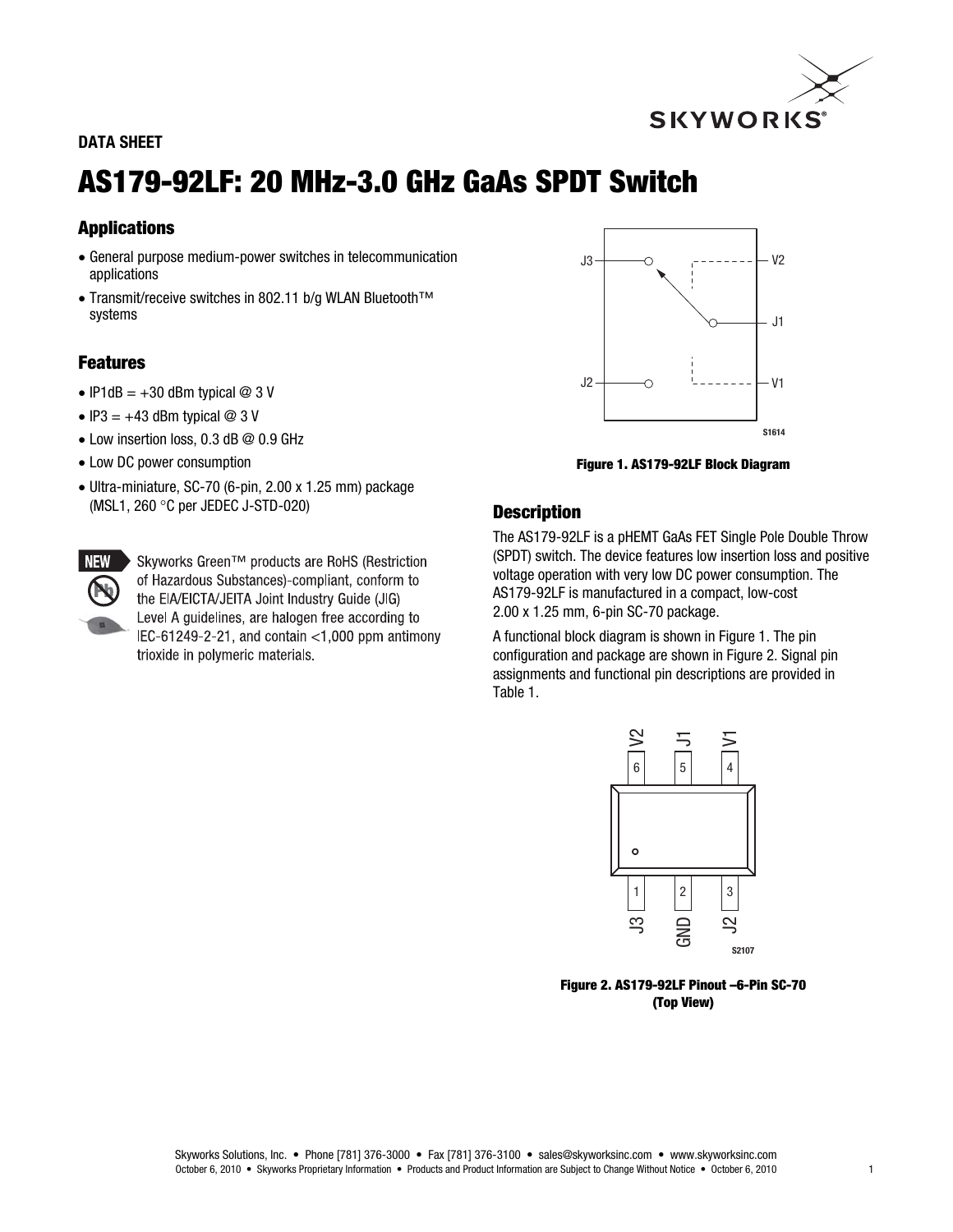DATA SHEET

# AS179-92LF: 20 MHz-3.0 GHz GaAs SPDT Switch

## Applications

- General purpose medium-power switches in telecommunication applications
- Transmit/receive switches in 802.11 b/g WLAN Bluetooth™ systems

## Features

- IP1dB = +30 dBm typical @ 3 V
- IP3 = +43 dBm typical @ 3 V
- Low insertion loss, 0.3 dB @ 0.9 GHz
- Low DC power consumption
- Ultra-miniature, SC-70 (6-pin, 2.00 x 1.25 mm) package (MSL1, 260 °C per JEDEC J-STD-020)

**NEW** Skyworks Green™ products are RoHS (Restriction of Hazardous Substances)-compliant, conform to the EIA/EICTA/JEITA Joint Industry Guide (JIG) Level A guidelines, are halogen free according to IEC-61249-2-21, and contain <1,000 ppm antimony trioxide in polymeric materials.

**Figure 1. AS179-92LF Block Diagram**

## Description

The AS179-92LF is a pHEMT GaAs FET Single Pole Double Throw (SPDT) switch. The device features low insertion loss and positive voltage operation with very low DC power consumption. The AS179-92LF is manufactured in a compact, low-cost 2.00 x 1.25 mm, 6-pin SC-70 package.

A functional block diagram is shown in Figure 1. The pin configuration and package are shown in Figure 2. Signal pin assignments and functional pin descriptions are provided in Table 1.

**Figure 2. AS179-92LF Pinout –6-Pin SC-70 (Top View)**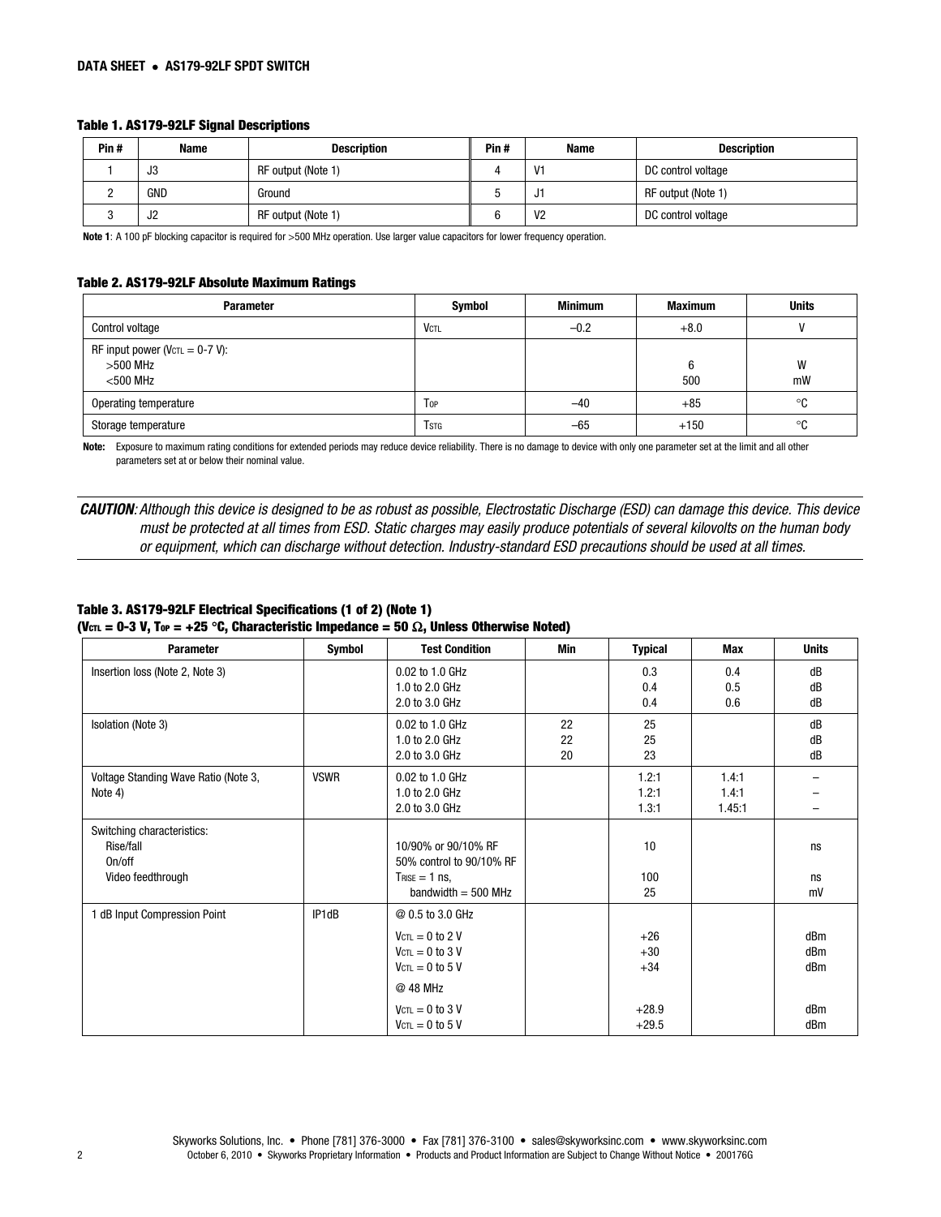**Table 1. AS179-92LF Signal Descriptions**

| Pin # | Name | Description | Pin # | Name | Description |
|---|---|---|---|---|---|
| 1 | J3 | RF output (Note 1) | 4 | V1 | DC control voltage |
| 2 | GND | Ground | 5 | J1 | RF output (Note 1) |
| 3 | J2 | RF output (Note 1) | 6 | V2 | DC control voltage |

**Note 1**: A 100 pF blocking capacitor is required for >500 MHz operation. Use larger value capacitors for lower frequency operation.

**Table 2. AS179-92LF Absolute Maximum Ratings**

| Parameter | Symbol | Minimum | Maximum | Units |
|---|---|---|---|---|
| Control voltage | $V_{CTL}$ | –0.2 | +8.0 | V |
| RF input power ($V_{CTL}$ = 0-7 V):<br>>500 MHz<br><500 MHz | | | <br>6<br>500 | <br>W<br>mW |
| Operating temperature | $T_{OP}$ | –40 | +85 | °C |
| Storage temperature | $T_{STG}$ | –65 | +150 | °C |

**Note:** Exposure to maximum rating conditions for extended periods may reduce device reliability. There is no damage to device with only one parameter set at the limit and all other parameters set at or below their nominal value.

***CAUTION**: Although this device is designed to be as robust as possible, Electrostatic Discharge (ESD) can damage this device. This device must be protected at all times from ESD. Static charges may easily produce potentials of several kilovolts on the human body or equipment, which can discharge without detection. Industry-standard ESD precautions should be used at all times.*

**Table 3. AS179-92LF Electrical Specifications (1 of 2) (Note 1)**
**($V_{CTL}$ = 0-3 V, $T_{OP}$ = +25 °C, Characteristic Impedance = 50 Ω, Unless Otherwise Noted)**

| Parameter | Symbol | Test Condition | Min | Typical | Max | Units |
|---|---|---|---|---|---|---|
| Insertion loss (Note 2, Note 3) | | 0.02 to 1.0 GHz<br>1.0 to 2.0 GHz<br>2.0 to 3.0 GHz | | 0.3<br>0.4<br>0.4 | 0.4<br>0.5<br>0.6 | dB<br>dB<br>dB |
| Isolation (Note 3) | | 0.02 to 1.0 GHz<br>1.0 to 2.0 GHz<br>2.0 to 3.0 GHz | 22<br>22<br>20 | 25<br>25<br>23 | | dB<br>dB<br>dB |
| Voltage Standing Wave Ratio (Note 3, Note 4) | VSWR | 0.02 to 1.0 GHz<br>1.0 to 2.0 GHz<br>2.0 to 3.0 GHz | | 1.2:1<br>1.2:1<br>1.3:1 | 1.4:1<br>1.4:1<br>1.45:1 | –<br>–<br>– |
| Switching characteristics:<br>Rise/fall<br>On/off<br>Video feedthrough | | <br>10/90% or 90/10% RF<br>50% control to 90/10% RF<br>$T_{RISE}$ = 1 ns, bandwidth = 500 MHz | | <br>10<br>100<br>25 | | <br>ns<br>ns<br>mV |
| 1 dB Input Compression Point | IP1dB | @ 0.5 to 3.0 GHz<br>$V_{CTL}$ = 0 to 2 V<br>$V_{CTL}$ = 0 to 3 V<br>$V_{CTL}$ = 0 to 5 V<br>@ 48 MHz<br>$V_{CTL}$ = 0 to 3 V<br>$V_{CTL}$ = 0 to 5 V | | <br>+26<br>+30<br>+34<br><br>+28.9<br>+29.5 | | <br>dBm<br>dBm<br>dBm<br><br>dBm<br>dBm |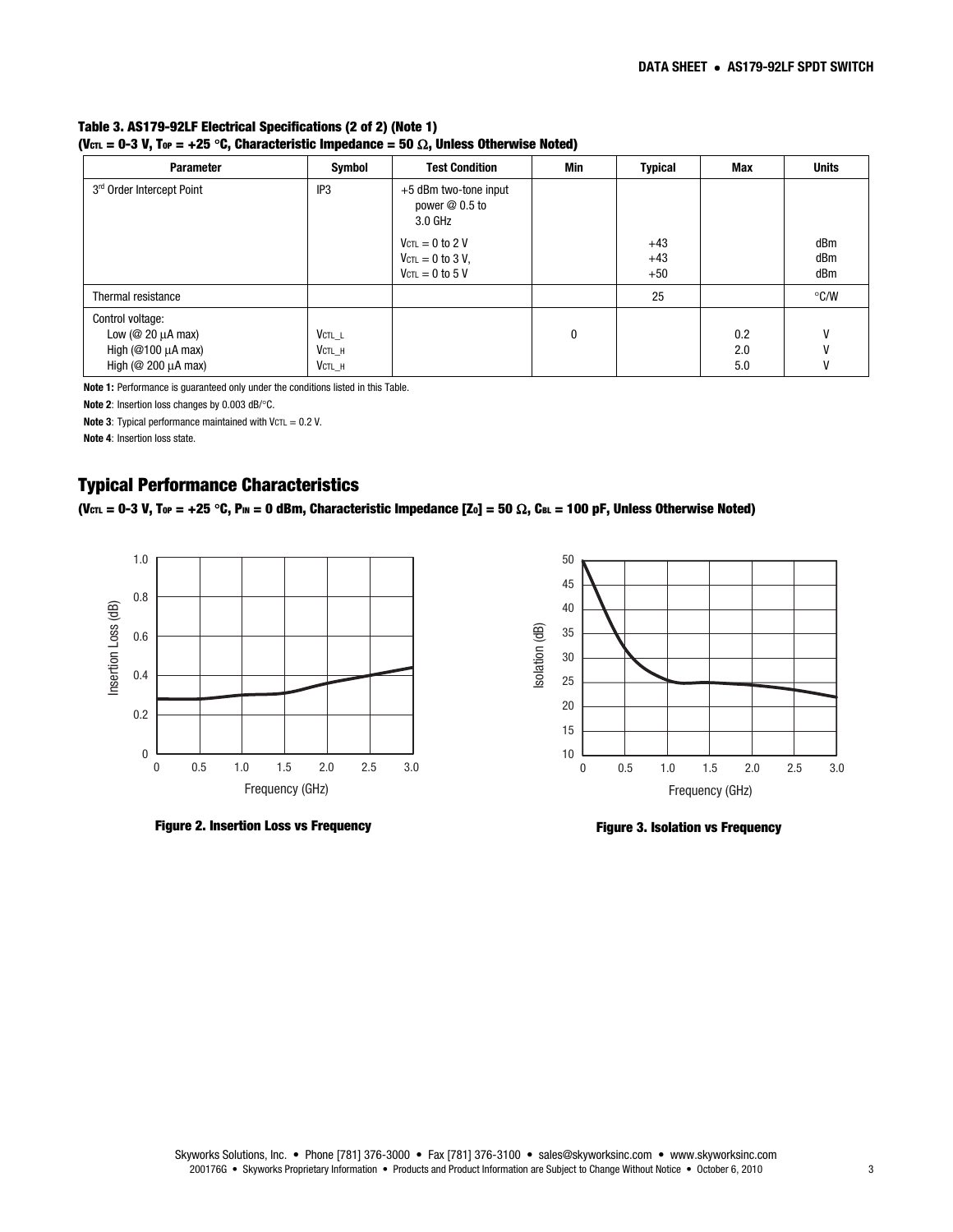**Table 3. AS179-92LF Electrical Specifications (2 of 2) (Note 1)**
**($V_{CTL}$ = 0-3 V, $T_{OP}$ = +25 °C, Characteristic Impedance = 50 Ω, Unless Otherwise Noted)**

| Parameter | Symbol | Test Condition | Min | Typical | Max | Units |
|---|---|---|---|---|---|---|
| 3rd Order Intercept Point | IP3 | +5 dBm two-tone input power @ 0.5 to 3.0 GHz | | | | |
| | | $V_{CTL}$ = 0 to 2 V | | +43 | | dBm |
| | | $V_{CTL}$ = 0 to 3 V, | | +43 | | dBm |
| | | $V_{CTL}$ = 0 to 5 V | | +50 | | dBm |
| Thermal resistance | | | | 25 | | °C/W |
| Control voltage: | | | | | | |
| Low (@ 20 μA max) | $V_{CTL\_L}$ | | 0 | | 0.2 | V |
| High (@100 μA max) | $V_{CTL\_H}$ | | | | 2.0 | V |
| High (@ 200 μA max) | $V_{CTL\_H}$ | | | | 5.0 | V |

**Note 1:** Performance is guaranteed only under the conditions listed in this Table.

**Note 2**: Insertion loss changes by 0.003 dB/°C.

**Note 3**: Typical performance maintained with $V_{CTL}$ = 0.2 V.

**Note 4**: Insertion loss state.

## Typical Performance Characteristics

**($V_{CTL}$ = 0-3 V, $T_{OP}$ = +25 °C, $P_{IN}$ = 0 dBm, Characteristic Impedance [$Z_0$] = 50 Ω, $C_{BL}$ = 100 pF, Unless Otherwise Noted)**

**Figure 2. Insertion Loss vs Frequency**

**Figure 3. Isolation vs Frequency**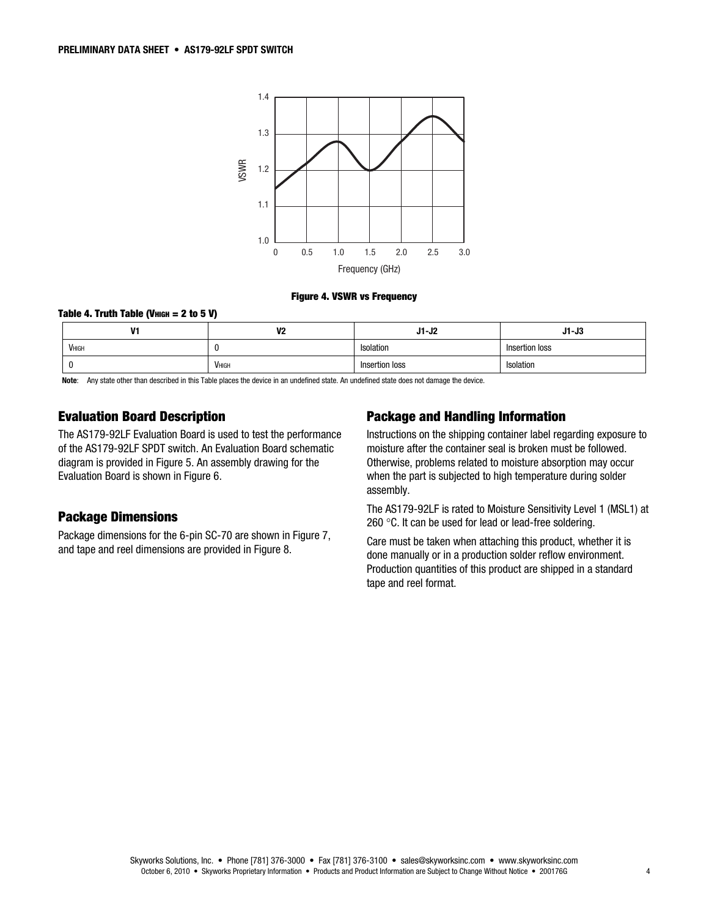Figure 4. VSWR vs Frequency

**Table 4. Truth Table ($V_{HIGH}$ = 2 to 5 V)**

| V1 | V2 | J1-J2 | J1-J3 |
|---|---|---|---|
| $V_{HIGH}$ | 0 | Isolation | Insertion loss |
| 0 | $V_{HIGH}$ | Insertion loss | Isolation |

**Note**: Any state other than described in this Table places the device in an undefined state. An undefined state does not damage the device.

## Evaluation Board Description

The AS179-92LF Evaluation Board is used to test the performance of the AS179-92LF SPDT switch. An Evaluation Board schematic diagram is provided in Figure 5. An assembly drawing for the Evaluation Board is shown in Figure 6.

## Package Dimensions

Package dimensions for the 6-pin SC-70 are shown in Figure 7, and tape and reel dimensions are provided in Figure 8.

## Package and Handling Information

Instructions on the shipping container label regarding exposure to moisture after the container seal is broken must be followed. Otherwise, problems related to moisture absorption may occur when the part is subjected to high temperature during solder assembly.

The AS179-92LF is rated to Moisture Sensitivity Level 1 (MSL1) at 260 °C. It can be used for lead or lead-free soldering.

Care must be taken when attaching this product, whether it is done manually or in a production solder reflow environment. Production quantities of this product are shipped in a standard tape and reel format.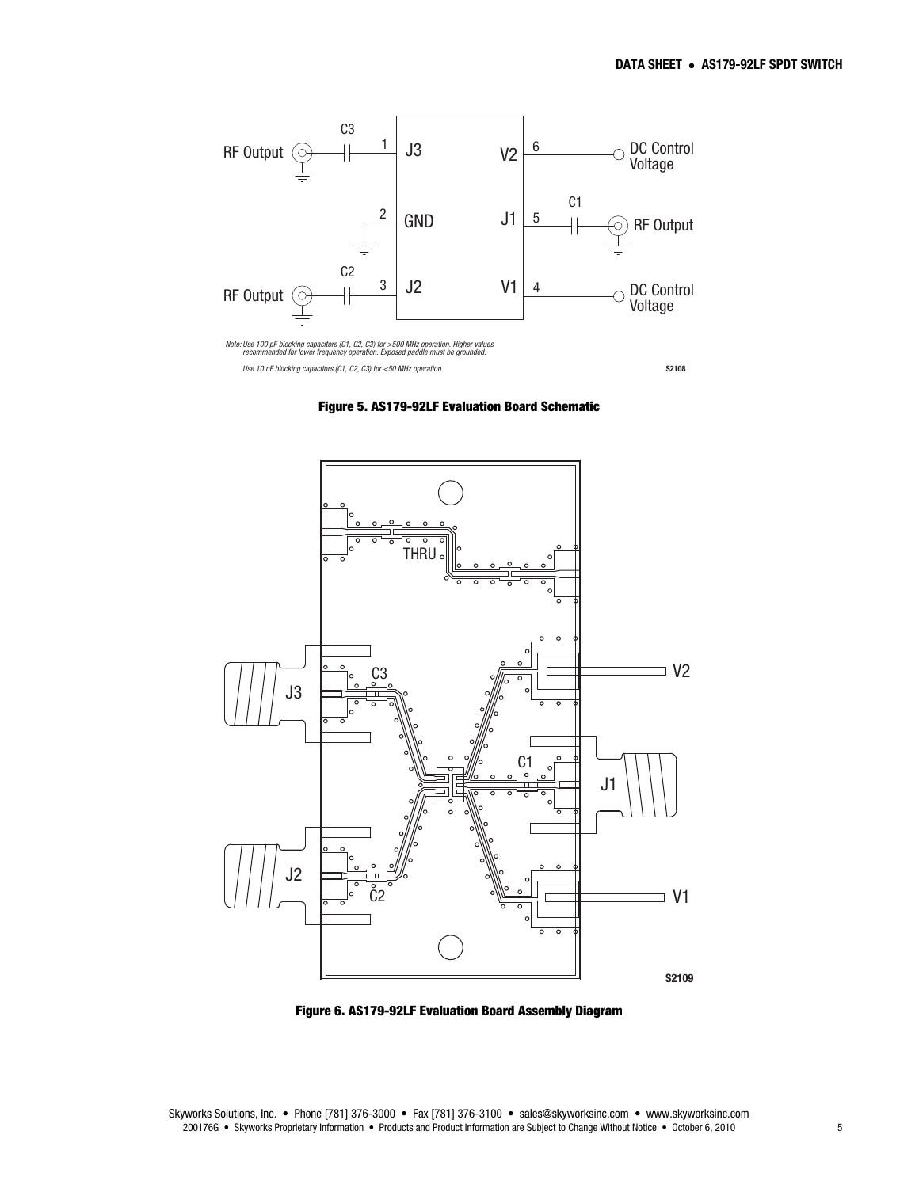Note: Use 100 pF blocking capacitors (C1, C2, C3) for >500 MHz operation. Higher values recommended for lower frequency operation. Exposed paddle must be grounded.

Use 10 nF blocking capacitors (C1, C2, C3) for <50 MHz operation.

**Figure 5. AS179-92LF Evaluation Board Schematic**

**Figure 6. AS179-92LF Evaluation Board Assembly Diagram**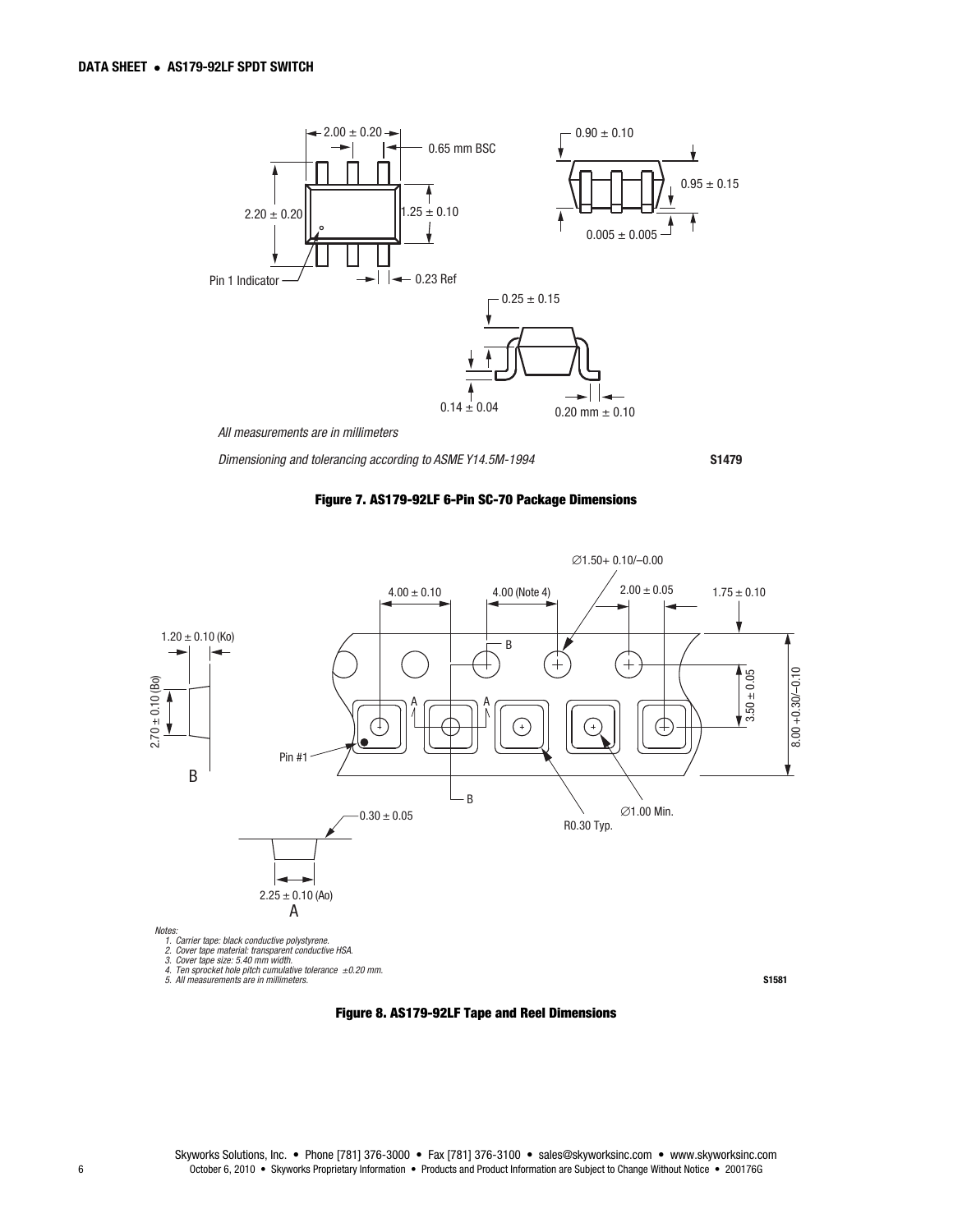2.00 ± 0.20

0.65 mm BSC

2.20 ± 0.20

1.25 ± 0.10

Pin 1 Indicator

0.23 Ref

0.90 ± 0.10

0.95 ± 0.15

0.005 ± 0.005

0.25 ± 0.15

0.14 ± 0.04

0.20 mm ± 0.10

*All measurements are in millimeters*

*Dimensioning and tolerancing according to ASME Y14.5M-1994*

**S1479**

**Figure 7. AS179-92LF 6-Pin SC-70 Package Dimensions**

∅1.50+ 0.10/–0.00

4.00 ± 0.10

4.00 (Note 4)

2.00 ± 0.05

1.75 ± 0.10

1.20 ± 0.10 (Ko)

2.70 ± 0.10 (Bo)

B

3.50 ± 0.05

8.00 +0.30/–0.10

Pin #1

∅1.00 Min.

R0.30 Typ.

0.30 ± 0.05

2.25 ± 0.10 (Ao)

A

*Notes:*

1. *Carrier tape: black conductive polystyrene.*
2. *Cover tape material: transparent conductive HSA.*
3. *Cover tape size: 5.40 mm width.*
4. *Ten sprocket hole pitch cumulative tolerance ±0.20 mm.*
5. *All measurements are in millimeters.*

**S1581**

**Figure 8. AS179-92LF Tape and Reel Dimensions**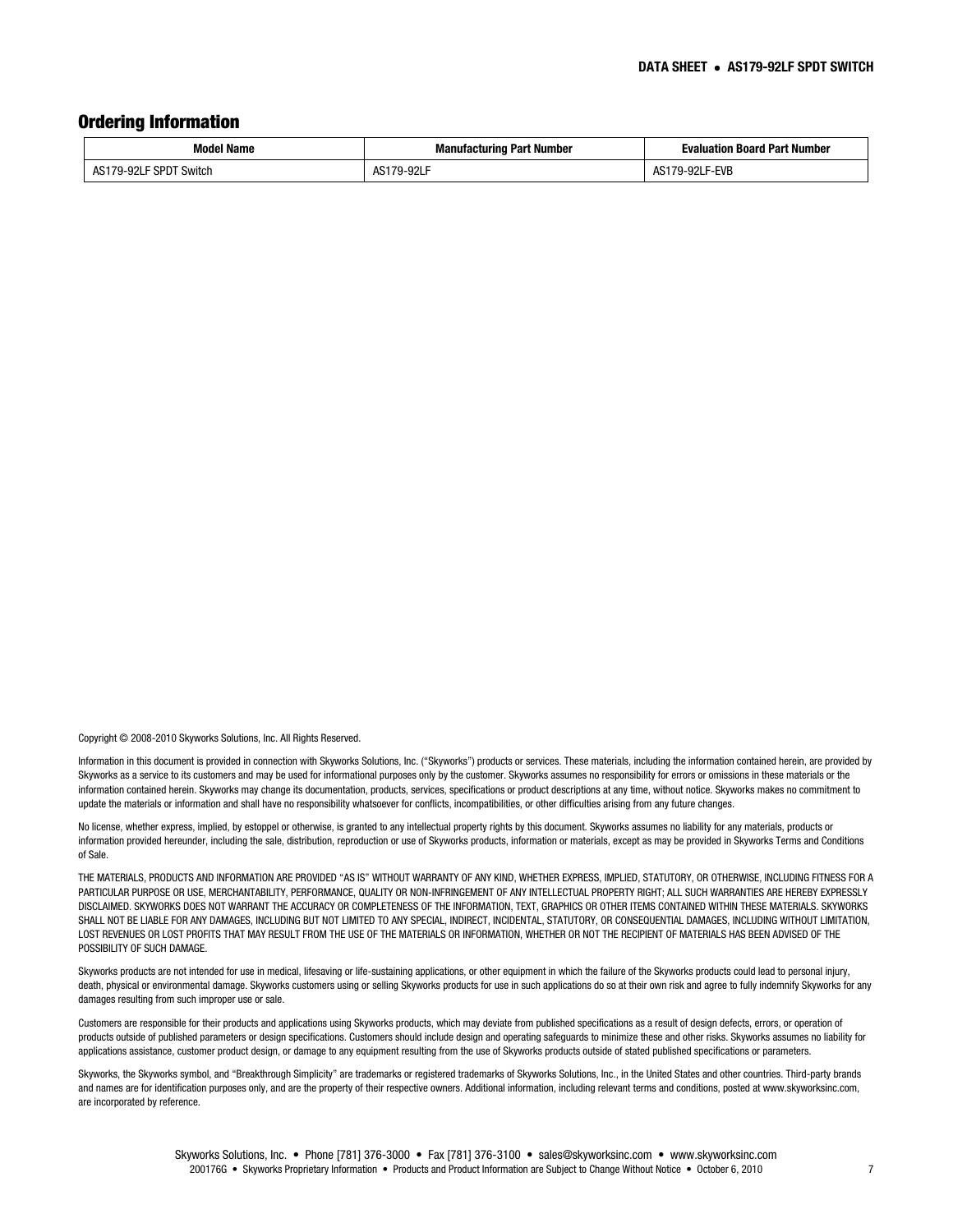## Ordering Information

| Model Name | Manufacturing Part Number | Evaluation Board Part Number |
|---|---|---|
| AS179-92LF SPDT Switch | AS179-92LF | AS179-92LF-EVB |

Copyright © 2008-2010 Skyworks Solutions, Inc. All Rights Reserved.

Information in this document is provided in connection with Skyworks Solutions, Inc. ("Skyworks") products or services. These materials, including the information contained herein, are provided by Skyworks as a service to its customers and may be used for informational purposes only by the customer. Skyworks assumes no responsibility for errors or omissions in these materials or the information contained herein. Skyworks may change its documentation, products, services, specifications or product descriptions at any time, without notice. Skyworks makes no commitment to update the materials or information and shall have no responsibility whatsoever for conflicts, incompatibilities, or other difficulties arising from any future changes.

No license, whether express, implied, by estoppel or otherwise, is granted to any intellectual property rights by this document. Skyworks assumes no liability for any materials, products or information provided hereunder, including the sale, distribution, reproduction or use of Skyworks products, information or materials, except as may be provided in Skyworks Terms and Conditions of Sale.

THE MATERIALS, PRODUCTS AND INFORMATION ARE PROVIDED "AS IS" WITHOUT WARRANTY OF ANY KIND, WHETHER EXPRESS, IMPLIED, STATUTORY, OR OTHERWISE, INCLUDING FITNESS FOR A PARTICULAR PURPOSE OR USE, MERCHANTABILITY, PERFORMANCE, QUALITY OR NON-INFRINGEMENT OF ANY INTELLECTUAL PROPERTY RIGHT; ALL SUCH WARRANTIES ARE HEREBY EXPRESSLY DISCLAIMED. SKYWORKS DOES NOT WARRANT THE ACCURACY OR COMPLETENESS OF THE INFORMATION, TEXT, GRAPHICS OR OTHER ITEMS CONTAINED WITHIN THESE MATERIALS. SKYWORKS SHALL NOT BE LIABLE FOR ANY DAMAGES, INCLUDING BUT NOT LIMITED TO ANY SPECIAL, INDIRECT, INCIDENTAL, STATUTORY, OR CONSEQUENTIAL DAMAGES, INCLUDING WITHOUT LIMITATION, LOST REVENUES OR LOST PROFITS THAT MAY RESULT FROM THE USE OF THE MATERIALS OR INFORMATION, WHETHER OR NOT THE RECIPIENT OF MATERIALS HAS BEEN ADVISED OF THE POSSIBILITY OF SUCH DAMAGE.

Skyworks products are not intended for use in medical, lifesaving or life-sustaining applications, or other equipment in which the failure of the Skyworks products could lead to personal injury, death, physical or environmental damage. Skyworks customers using or selling Skyworks products for use in such applications do so at their own risk and agree to fully indemnify Skyworks for any damages resulting from such improper use or sale.

Customers are responsible for their products and applications using Skyworks products, which may deviate from published specifications as a result of design defects, errors, or operation of products outside of published parameters or design specifications. Customers should include design and operating safeguards to minimize these and other risks. Skyworks assumes no liability for applications assistance, customer product design, or damage to any equipment resulting from the use of Skyworks products outside of stated published specifications or parameters.

Skyworks, the Skyworks symbol, and "Breakthrough Simplicity" are trademarks or registered trademarks of Skyworks Solutions, Inc., in the United States and other countries. Third-party brands and names are for identification purposes only, and are the property of their respective owners. Additional information, including relevant terms and conditions, posted at www.skyworksinc.com, are incorporated by reference.